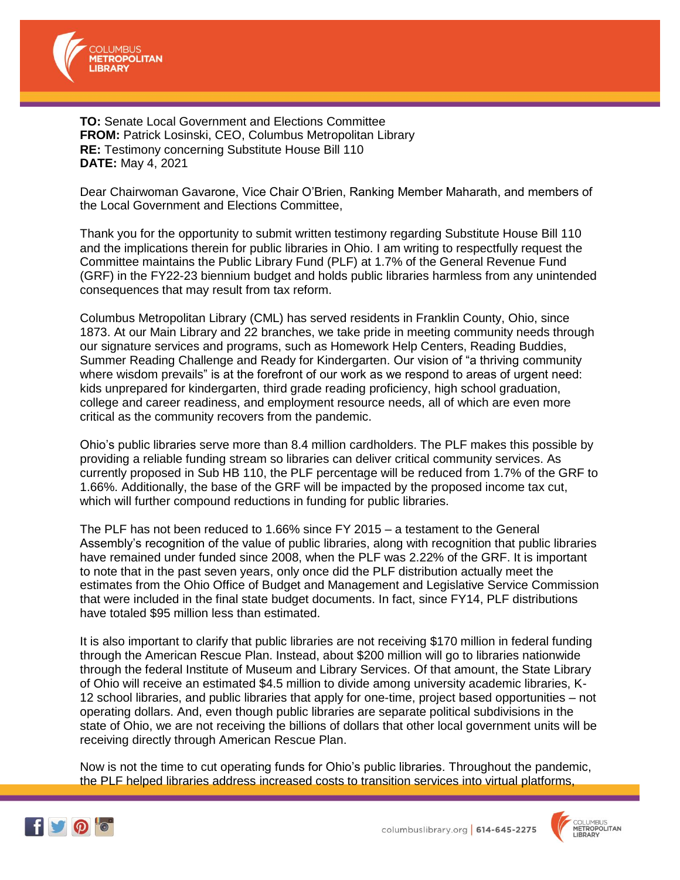**TO:** Senate Local Government and Elections Committee
**FROM:** Patrick Losinski, CEO, Columbus Metropolitan Library
**RE:** Testimony concerning Substitute House Bill 110
**DATE:** May 4, 2021

Dear Chairwoman Gavarone, Vice Chair O'Brien, Ranking Member Maharath, and members of the Local Government and Elections Committee,

Thank you for the opportunity to submit written testimony regarding Substitute House Bill 110 and the implications therein for public libraries in Ohio. I am writing to respectfully request the Committee maintains the Public Library Fund (PLF) at 1.7% of the General Revenue Fund (GRF) in the FY22-23 biennium budget and holds public libraries harmless from any unintended consequences that may result from tax reform.

Columbus Metropolitan Library (CML) has served residents in Franklin County, Ohio, since 1873. At our Main Library and 22 branches, we take pride in meeting community needs through our signature services and programs, such as Homework Help Centers, Reading Buddies, Summer Reading Challenge and Ready for Kindergarten. Our vision of "a thriving community where wisdom prevails" is at the forefront of our work as we respond to areas of urgent need: kids unprepared for kindergarten, third grade reading proficiency, high school graduation, college and career readiness, and employment resource needs, all of which are even more critical as the community recovers from the pandemic.

Ohio's public libraries serve more than 8.4 million cardholders. The PLF makes this possible by providing a reliable funding stream so libraries can deliver critical community services. As currently proposed in Sub HB 110, the PLF percentage will be reduced from 1.7% of the GRF to 1.66%. Additionally, the base of the GRF will be impacted by the proposed income tax cut, which will further compound reductions in funding for public libraries.

The PLF has not been reduced to 1.66% since FY 2015 – a testament to the General Assembly's recognition of the value of public libraries, along with recognition that public libraries have remained under funded since 2008, when the PLF was 2.22% of the GRF. It is important to note that in the past seven years, only once did the PLF distribution actually meet the estimates from the Ohio Office of Budget and Management and Legislative Service Commission that were included in the final state budget documents. In fact, since FY14, PLF distributions have totaled $95 million less than estimated.

It is also important to clarify that public libraries are not receiving $170 million in federal funding through the American Rescue Plan. Instead, about $200 million will go to libraries nationwide through the federal Institute of Museum and Library Services. Of that amount, the State Library of Ohio will receive an estimated $4.5 million to divide among university academic libraries, K-12 school libraries, and public libraries that apply for one-time, project based opportunities – not operating dollars. And, even though public libraries are separate political subdivisions in the state of Ohio, we are not receiving the billions of dollars that other local government units will be receiving directly through American Rescue Plan.

Now is not the time to cut operating funds for Ohio's public libraries. Throughout the pandemic, the PLF helped libraries address increased costs to transition services into virtual platforms,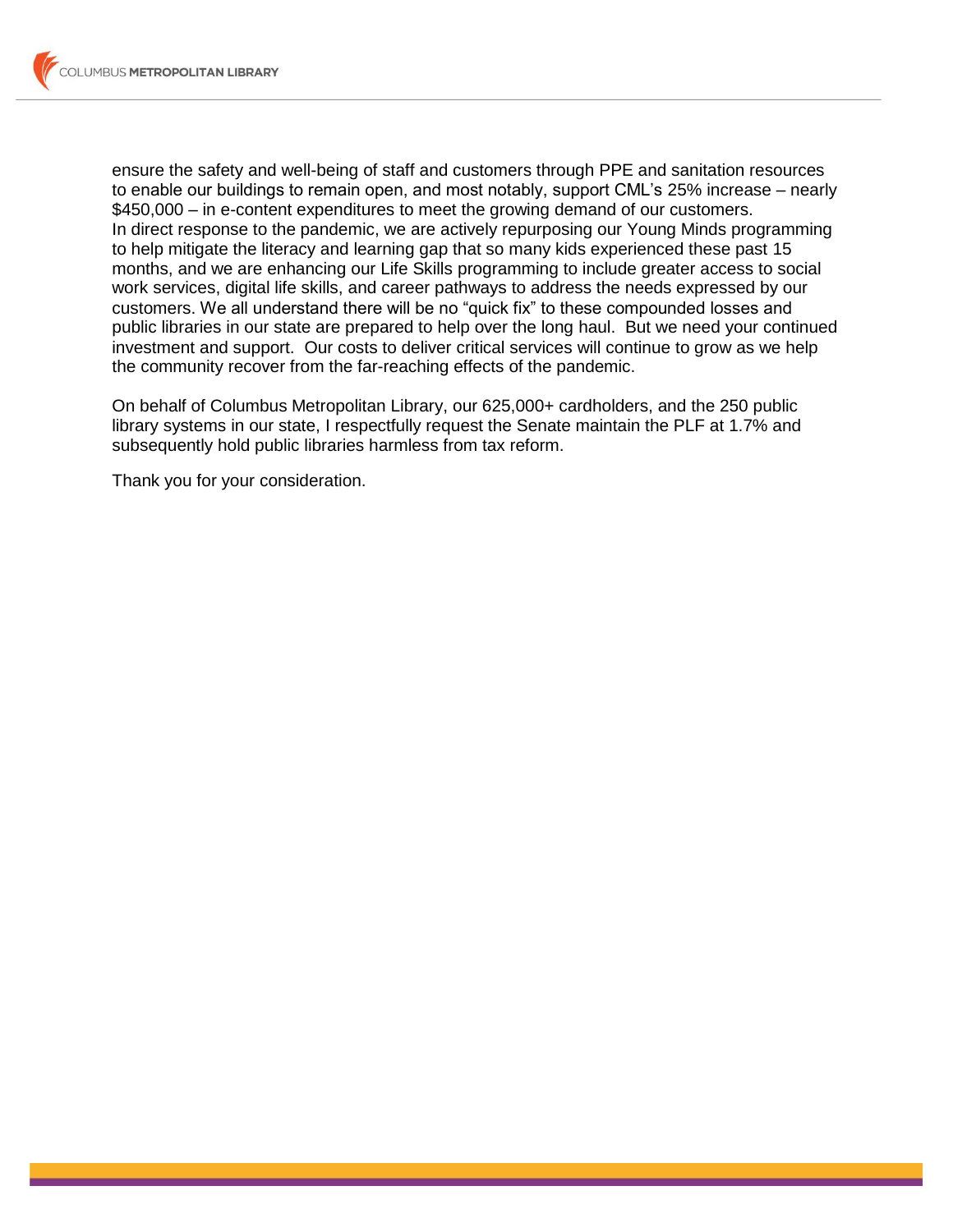ensure the safety and well-being of staff and customers through PPE and sanitation resources to enable our buildings to remain open, and most notably, support CML's 25% increase – nearly $450,000 – in e-content expenditures to meet the growing demand of our customers. In direct response to the pandemic, we are actively repurposing our Young Minds programming to help mitigate the literacy and learning gap that so many kids experienced these past 15 months, and we are enhancing our Life Skills programming to include greater access to social work services, digital life skills, and career pathways to address the needs expressed by our customers. We all understand there will be no "quick fix" to these compounded losses and public libraries in our state are prepared to help over the long haul. But we need your continued investment and support. Our costs to deliver critical services will continue to grow as we help the community recover from the far-reaching effects of the pandemic.

On behalf of Columbus Metropolitan Library, our 625,000+ cardholders, and the 250 public library systems in our state, I respectfully request the Senate maintain the PLF at 1.7% and subsequently hold public libraries harmless from tax reform.

Thank you for your consideration.